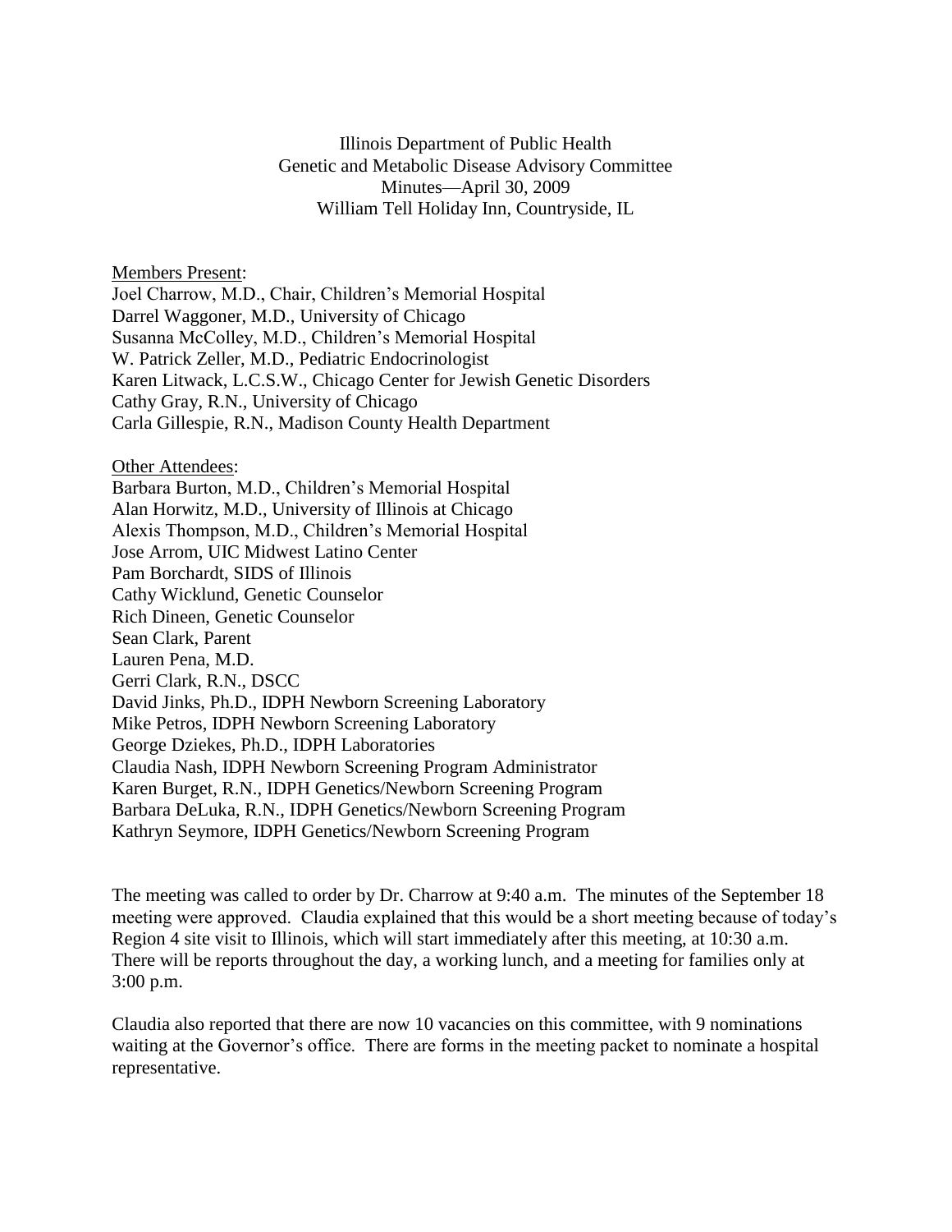Illinois Department of Public Health
Genetic and Metabolic Disease Advisory Committee
Minutes—April 30, 2009
William Tell Holiday Inn, Countryside, IL

Members Present:

Joel Charrow, M.D., Chair, Children's Memorial Hospital
Darrel Waggoner, M.D., University of Chicago
Susanna McColley, M.D., Children's Memorial Hospital
W. Patrick Zeller, M.D., Pediatric Endocrinologist
Karen Litwack, L.C.S.W., Chicago Center for Jewish Genetic Disorders
Cathy Gray, R.N., University of Chicago
Carla Gillespie, R.N., Madison County Health Department

Other Attendees:

Barbara Burton, M.D., Children's Memorial Hospital
Alan Horwitz, M.D., University of Illinois at Chicago
Alexis Thompson, M.D., Children's Memorial Hospital
Jose Arrom, UIC Midwest Latino Center
Pam Borchardt, SIDS of Illinois
Cathy Wicklund, Genetic Counselor
Rich Dineen, Genetic Counselor
Sean Clark, Parent
Lauren Pena, M.D.
Gerri Clark, R.N., DSCC
David Jinks, Ph.D., IDPH Newborn Screening Laboratory
Mike Petros, IDPH Newborn Screening Laboratory
George Dziekes, Ph.D., IDPH Laboratories
Claudia Nash, IDPH Newborn Screening Program Administrator
Karen Burget, R.N., IDPH Genetics/Newborn Screening Program
Barbara DeLuka, R.N., IDPH Genetics/Newborn Screening Program
Kathryn Seymore, IDPH Genetics/Newborn Screening Program

The meeting was called to order by Dr. Charrow at 9:40 a.m. The minutes of the September 18 meeting were approved. Claudia explained that this would be a short meeting because of today's Region 4 site visit to Illinois, which will start immediately after this meeting, at 10:30 a.m. There will be reports throughout the day, a working lunch, and a meeting for families only at 3:00 p.m.

Claudia also reported that there are now 10 vacancies on this committee, with 9 nominations waiting at the Governor's office. There are forms in the meeting packet to nominate a hospital representative.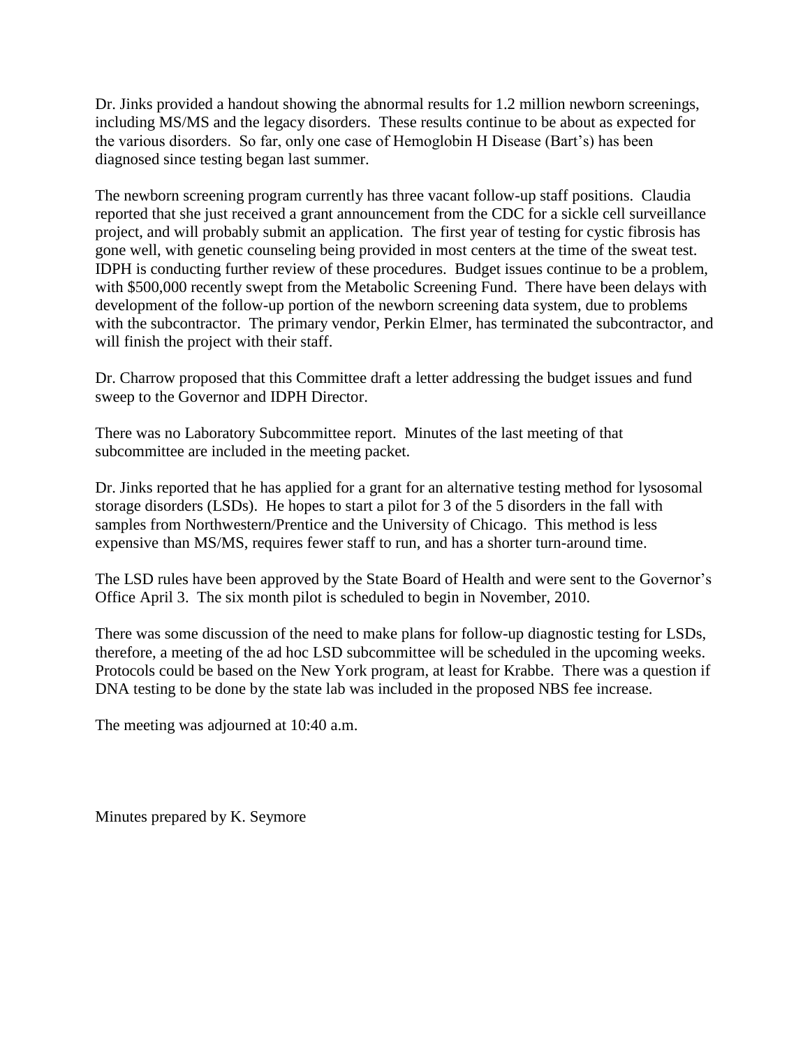Dr. Jinks provided a handout showing the abnormal results for 1.2 million newborn screenings, including MS/MS and the legacy disorders. These results continue to be about as expected for the various disorders. So far, only one case of Hemoglobin H Disease (Bart's) has been diagnosed since testing began last summer.

The newborn screening program currently has three vacant follow-up staff positions. Claudia reported that she just received a grant announcement from the CDC for a sickle cell surveillance project, and will probably submit an application. The first year of testing for cystic fibrosis has gone well, with genetic counseling being provided in most centers at the time of the sweat test. IDPH is conducting further review of these procedures. Budget issues continue to be a problem, with $500,000 recently swept from the Metabolic Screening Fund. There have been delays with development of the follow-up portion of the newborn screening data system, due to problems with the subcontractor. The primary vendor, Perkin Elmer, has terminated the subcontractor, and will finish the project with their staff.

Dr. Charrow proposed that this Committee draft a letter addressing the budget issues and fund sweep to the Governor and IDPH Director.

There was no Laboratory Subcommittee report. Minutes of the last meeting of that subcommittee are included in the meeting packet.

Dr. Jinks reported that he has applied for a grant for an alternative testing method for lysosomal storage disorders (LSDs). He hopes to start a pilot for 3 of the 5 disorders in the fall with samples from Northwestern/Prentice and the University of Chicago. This method is less expensive than MS/MS, requires fewer staff to run, and has a shorter turn-around time.

The LSD rules have been approved by the State Board of Health and were sent to the Governor's Office April 3. The six month pilot is scheduled to begin in November, 2010.

There was some discussion of the need to make plans for follow-up diagnostic testing for LSDs, therefore, a meeting of the ad hoc LSD subcommittee will be scheduled in the upcoming weeks. Protocols could be based on the New York program, at least for Krabbe. There was a question if DNA testing to be done by the state lab was included in the proposed NBS fee increase.

The meeting was adjourned at 10:40 a.m.

Minutes prepared by K. Seymore